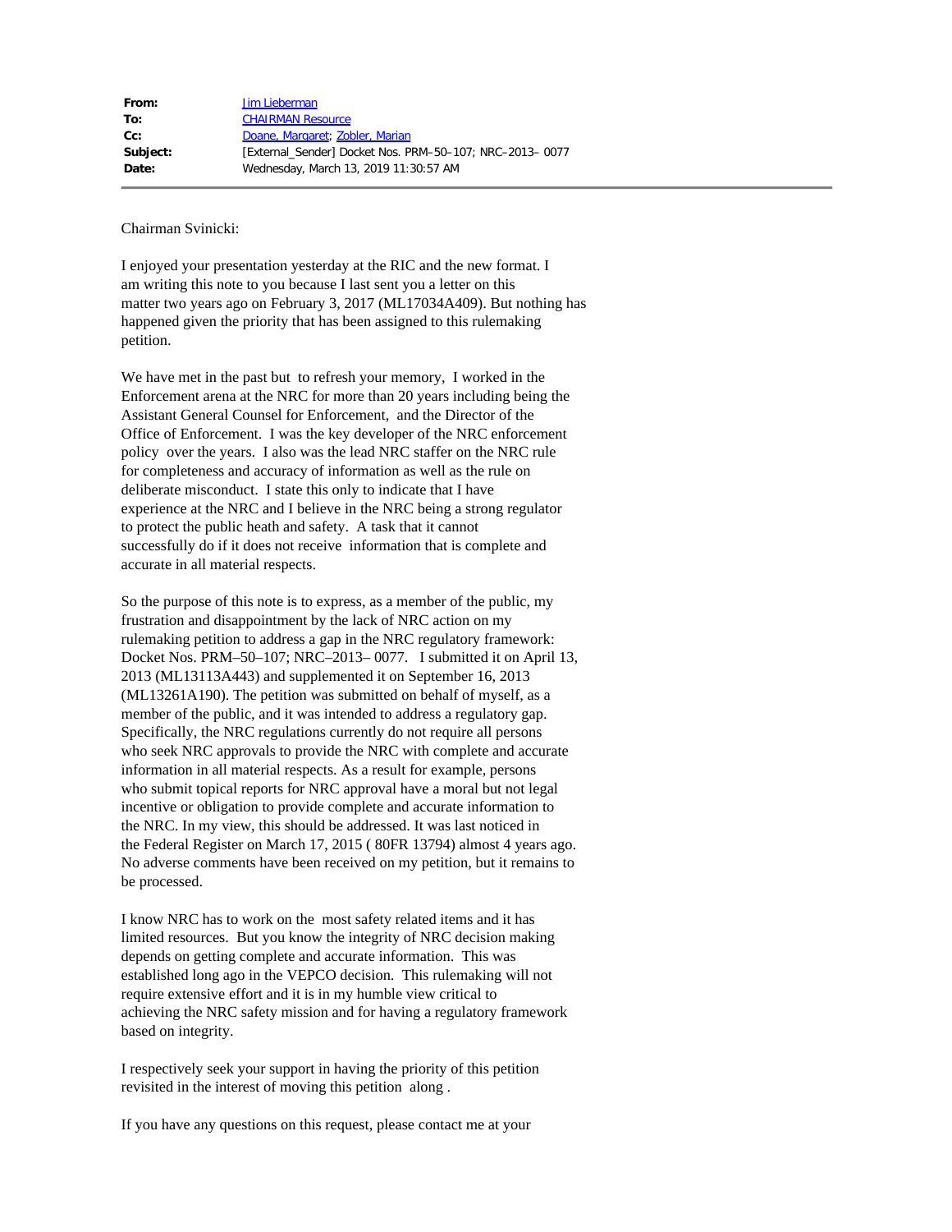| | |
|---|---|
| **From:** | Jim Lieberman |
| **To:** | CHAIRMAN Resource |
| **Cc:** | Doane, Margaret; Zobler, Marian |
| **Subject:** | [External_Sender] Docket Nos. PRM–50–107; NRC–2013– 0077 |
| **Date:** | Wednesday, March 13, 2019 11:30:57 AM |

---

Chairman Svinicki:

I enjoyed your presentation yesterday at the RIC and the new format. I am writing this note to you because I last sent you a letter on this matter two years ago on February 3, 2017 (ML17034A409). But nothing has happened given the priority that has been assigned to this rulemaking petition.

We have met in the past but to refresh your memory, I worked in the Enforcement arena at the NRC for more than 20 years including being the Assistant General Counsel for Enforcement, and the Director of the Office of Enforcement. I was the key developer of the NRC enforcement policy over the years. I also was the lead NRC staffer on the NRC rule for completeness and accuracy of information as well as the rule on deliberate misconduct. I state this only to indicate that I have experience at the NRC and I believe in the NRC being a strong regulator to protect the public heath and safety. A task that it cannot successfully do if it does not receive information that is complete and accurate in all material respects.

So the purpose of this note is to express, as a member of the public, my frustration and disappointment by the lack of NRC action on my rulemaking petition to address a gap in the NRC regulatory framework: Docket Nos. PRM–50–107; NRC–2013– 0077. I submitted it on April 13, 2013 (ML13113A443) and supplemented it on September 16, 2013 (ML13261A190). The petition was submitted on behalf of myself, as a member of the public, and it was intended to address a regulatory gap. Specifically, the NRC regulations currently do not require all persons who seek NRC approvals to provide the NRC with complete and accurate information in all material respects. As a result for example, persons who submit topical reports for NRC approval have a moral but not legal incentive or obligation to provide complete and accurate information to the NRC. In my view, this should be addressed. It was last noticed in the Federal Register on March 17, 2015 ( 80FR 13794) almost 4 years ago. No adverse comments have been received on my petition, but it remains to be processed.

I know NRC has to work on the most safety related items and it has limited resources. But you know the integrity of NRC decision making depends on getting complete and accurate information. This was established long ago in the VEPCO decision. This rulemaking will not require extensive effort and it is in my humble view critical to achieving the NRC safety mission and for having a regulatory framework based on integrity.

I respectively seek your support in having the priority of this petition revisited in the interest of moving this petition along .

If you have any questions on this request, please contact me at your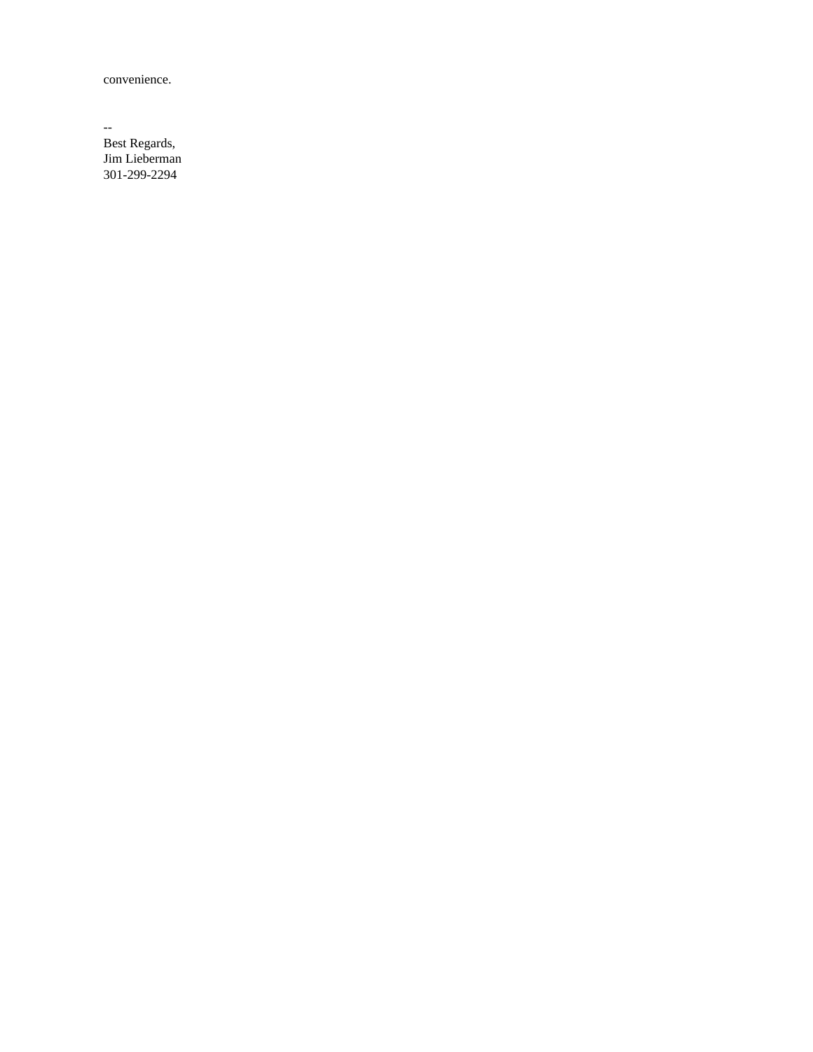convenience.

--
Best Regards,
Jim Lieberman
301-299-2294